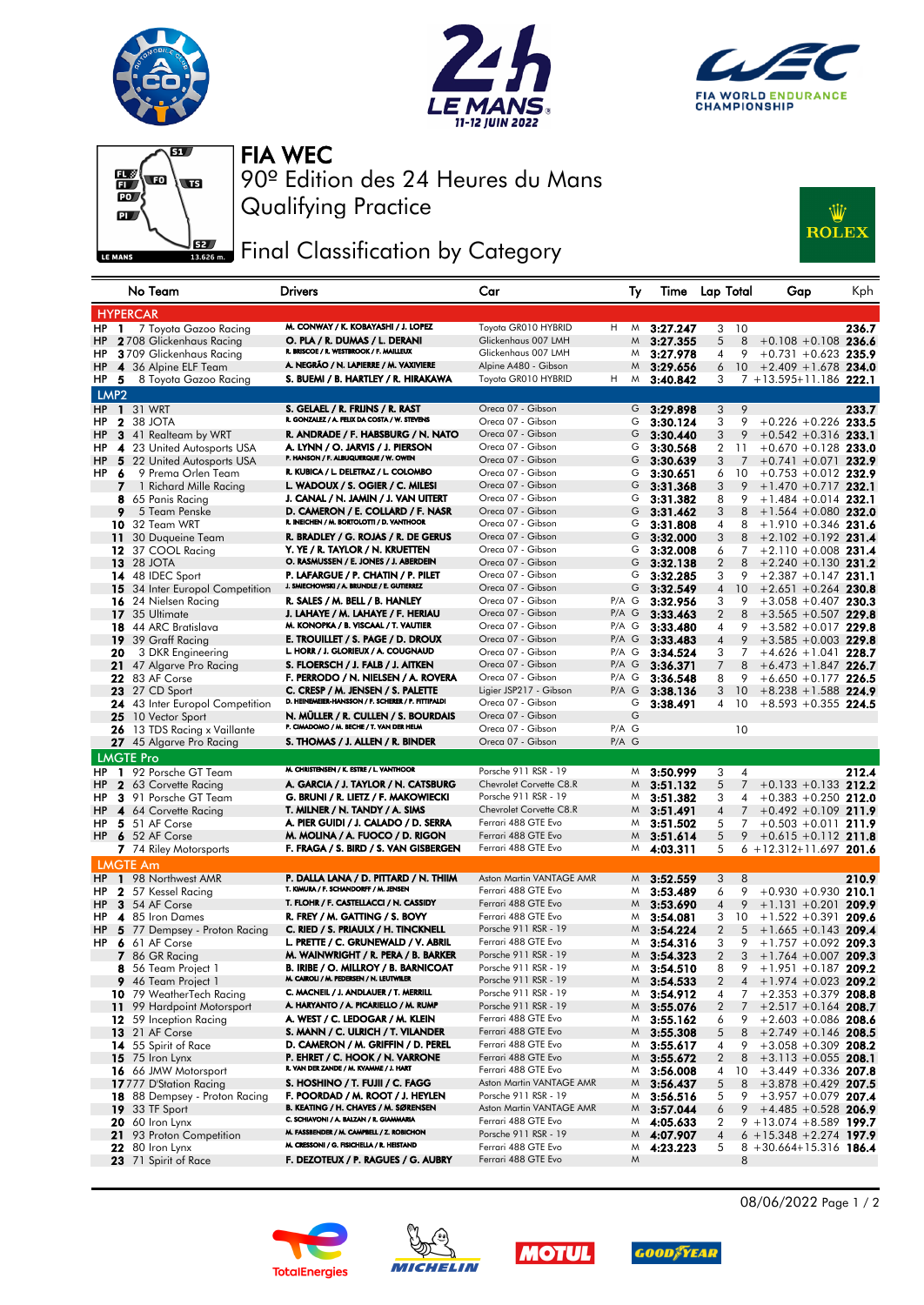# FIA WEC

90º Edition des 24 Heures du Mans

Qualifying Practice

## Final Classification by Category

| | No | Team | Drivers | Car | Ty | Time | Lap | Total | Gap | | Kph |
|---|---|---|---|---|---|---|---|---|---|---|---|
| **HYPERCAR** | | | | | | | | | | | |
| HP 1 | 7 | Toyota Gazoo Racing | M. CONWAY / K. KOBAYASHI / J. LOPEZ | Toyota GR010 HYBRID | H M | 3:27.247 | 3 | 10 | | | 236.7 |
| HP 2 | 708 | Glickenhaus Racing | O. PLA / R. DUMAS / L. DERANI | Glickenhaus 007 LMH | M | 3:27.355 | 5 | 8 | +0.108 | +0.108 | 236.6 |
| HP 3 | 709 | Glickenhaus Racing | R. BRISCOE / R. WESTBROOK / F. MAILLEUX | Glickenhaus 007 LMH | M | 3:27.978 | 4 | 9 | +0.731 | +0.623 | 235.9 |
| HP 4 | 36 | Alpine ELF Team | A. NEGRÃO / N. LAPIERRE / M. VAXIVIERE | Alpine A480 - Gibson | M | 3:29.656 | 6 | 10 | +2.409 | +1.678 | 234.0 |
| HP 5 | 8 | Toyota Gazoo Racing | S. BUEMI / B. HARTLEY / R. HIRAKAWA | Toyota GR010 HYBRID | H M | 3:40.842 | 3 | 7 | +13.595 | +11.186 | 222.1 |
| **LMP2** | | | | | | | | | | | |
| HP 1 | 31 | WRT | S. GELAEL / R. FRIJNS / R. RAST | Oreca 07 - Gibson | G | 3:29.898 | 3 | 9 | | | 233.7 |
| HP 2 | 38 | JOTA | R. GONZALEZ / A. FELIX DA COSTA / W. STEVENS | Oreca 07 - Gibson | G | 3:30.124 | 3 | 9 | +0.226 | +0.226 | 233.5 |
| HP 3 | 41 | Realteam by WRT | R. ANDRADE / F. HABSBURG / N. NATO | Oreca 07 - Gibson | G | 3:30.440 | 3 | 9 | +0.542 | +0.316 | 233.1 |
| HP 4 | 23 | United Autosports USA | A. LYNN / O. JARVIS / J. PIERSON | Oreca 07 - Gibson | G | 3:30.568 | 2 | 11 | +0.670 | +0.128 | 233.0 |
| HP 5 | 22 | United Autosports USA | P. HANSON / F. ALBUQUERQUE / W. OWEN | Oreca 07 - Gibson | G | 3:30.639 | 3 | 7 | +0.741 | +0.071 | 232.9 |
| HP 6 | 9 | Prema Orlen Team | R. KUBICA / L. DELETRAZ / L. COLOMBO | Oreca 07 - Gibson | G | 3:30.651 | 6 | 10 | +0.753 | +0.012 | 232.9 |
| 7 | 1 | Richard Mille Racing | L. WADOUX / S. OGIER / C. MILESI | Oreca 07 - Gibson | G | 3:31.368 | 3 | 9 | +1.470 | +0.717 | 232.1 |
| 8 | 65 | Panis Racing | J. CANAL / N. JAMIN / J. VAN UITERT | Oreca 07 - Gibson | G | 3:31.382 | 8 | 9 | +1.484 | +0.014 | 232.1 |
| 9 | 5 | Team Penske | D. CAMERON / E. COLLARD / F. NASR | Oreca 07 - Gibson | G | 3:31.462 | 3 | 8 | +1.564 | +0.080 | 232.0 |
| 10 | 32 | Team WRT | R. INEICHEN / M. BORTOLOTTI / D. VANTHOOR | Oreca 07 - Gibson | G | 3:31.808 | 4 | 8 | +1.910 | +0.346 | 231.6 |
| 11 | 30 | Duqueine Team | R. BRADLEY / G. ROJAS / R. DE GERUS | Oreca 07 - Gibson | G | 3:32.000 | 3 | 8 | +2.102 | +0.192 | 231.4 |
| 12 | 37 | COOL Racing | Y. YE / R. TAYLOR / N. KRUETTEN | Oreca 07 - Gibson | G | 3:32.008 | 6 | 7 | +2.110 | +0.008 | 231.4 |
| 13 | 28 | JOTA | O. RASMUSSEN / E. JONES / J. ABERDEIN | Oreca 07 - Gibson | G | 3:32.138 | 2 | 8 | +2.240 | +0.130 | 231.2 |
| 14 | 48 | IDEC Sport | P. LAFARGUE / P. CHATIN / P. PILET | Oreca 07 - Gibson | G | 3:32.285 | 3 | 9 | +2.387 | +0.147 | 231.1 |
| 15 | 34 | Inter Europol Competition | J. SMIECHOWSKI / A. BRUNDLE / E. GUTIERREZ | Oreca 07 - Gibson | G | 3:32.549 | 4 | 10 | +2.651 | +0.264 | 230.8 |
| 16 | 24 | Nielsen Racing | R. SALES / M. BELL / B. HANLEY | Oreca 07 - Gibson | P/A G | 3:32.956 | 3 | 9 | +3.058 | +0.407 | 230.3 |
| 17 | 35 | Ultimate | J. LAHAYE / M. LAHAYE / F. HERIAU | Oreca 07 - Gibson | P/A G | 3:33.463 | 2 | 8 | +3.565 | +0.507 | 229.8 |
| 18 | 44 | ARC Bratislava | M. KONOPKA / B. VISCAAL / T. VAUTIER | Oreca 07 - Gibson | P/A G | 3:33.480 | 4 | 9 | +3.582 | +0.017 | 229.8 |
| 19 | 39 | Graff Racing | E. TROUILLET / S. PAGE / D. DROUX | Oreca 07 - Gibson | P/A G | 3:33.483 | 4 | 9 | +3.585 | +0.003 | 229.8 |
| 20 | 3 | DKR Engineering | L. HORR / J. GLORIEUX / A. COUGNAUD | Oreca 07 - Gibson | P/A G | 3:34.524 | 3 | 7 | +4.626 | +1.041 | 228.7 |
| 21 | 47 | Algarve Pro Racing | S. FLOERSCH / J. FALB / J. AITKEN | Oreca 07 - Gibson | P/A G | 3:36.371 | 7 | 8 | +6.473 | +1.847 | 226.7 |
| 22 | 83 | AF Corse | F. PERRODO / N. NIELSEN / A. ROVERA | Oreca 07 - Gibson | P/A G | 3:36.548 | 8 | 9 | +6.650 | +0.177 | 226.5 |
| 23 | 27 | CD Sport | C. CRESP / M. JENSEN / S. PALETTE | Ligier JSP217 - Gibson | P/A G | 3:38.136 | 3 | 10 | +8.238 | +1.588 | 224.9 |
| 24 | 43 | Inter Europol Competition | D. HEINEMEIER-HANSSON / F. SCHERER / P. FITTIPALDI | Oreca 07 - Gibson | G | 3:38.491 | 4 | 10 | +8.593 | +0.355 | 224.5 |
| 25 | 10 | Vector Sport | N. MÜLLER / R. CULLEN / S. BOURDAIS | Oreca 07 - Gibson | G | | | | | | |
| 26 | 13 | TDS Racing x Vaillante | P. CIMADOMO / M. BECHE / T. VAN DER HELM | Oreca 07 - Gibson | P/A G | | | 10 | | | |
| 27 | 45 | Algarve Pro Racing | S. THOMAS / J. ALLEN / R. BINDER | Oreca 07 - Gibson | P/A G | | | | | | |
| **LMGTE Pro** | | | | | | | | | | | |
| HP 1 | 92 | Porsche GT Team | M. CHRISTENSEN / K. ESTRE / L. VANTHOOR | Porsche 911 RSR - 19 | M | 3:50.999 | 3 | 4 | | | 212.4 |
| HP 2 | 63 | Corvette Racing | A. GARCIA / J. TAYLOR / N. CATSBURG | Chevrolet Corvette C8.R | M | 3:51.132 | 5 | 7 | +0.133 | +0.133 | 212.2 |
| HP 3 | 91 | Porsche GT Team | G. BRUNI / R. LIETZ / F. MAKOWIECKI | Porsche 911 RSR - 19 | M | 3:51.382 | 3 | 4 | +0.383 | +0.250 | 212.0 |
| HP 4 | 64 | Corvette Racing | T. MILNER / N. TANDY / A. SIMS | Chevrolet Corvette C8.R | M | 3:51.491 | 4 | 7 | +0.492 | +0.109 | 211.9 |
| HP 5 | 51 | AF Corse | A. PIER GUIDI / J. CALADO / D. SERRA | Ferrari 488 GTE Evo | M | 3:51.502 | 5 | 7 | +0.503 | +0.011 | 211.9 |
| HP 6 | 52 | AF Corse | M. MOLINA / A. FUOCO / D. RIGON | Ferrari 488 GTE Evo | M | 3:51.614 | 5 | 9 | +0.615 | +0.112 | 211.8 |
| 7 | 74 | Riley Motorsports | F. FRAGA / S. BIRD / S. VAN GISBERGEN | Ferrari 488 GTE Evo | M | 4:03.311 | 5 | 6 | +12.312 | +11.697 | 201.6 |
| **LMGTE Am** | | | | | | | | | | | |
| HP 1 | 98 | Northwest AMR | P. DALLA LANA / D. PITTARD / N. THIIM | Aston Martin VANTAGE AMR | M | 3:52.559 | 3 | 8 | | | 210.9 |
| HP 2 | 57 | Kessel Racing | T. KIMURA / F. SCHANDORFF / M. JENSEN | Ferrari 488 GTE Evo | M | 3:53.489 | 6 | 9 | +0.930 | +0.930 | 210.1 |
| HP 3 | 54 | AF Corse | T. FLOHR / F. CASTELLACCI / N. CASSIDY | Ferrari 488 GTE Evo | M | 3:53.690 | 4 | 9 | +1.131 | +0.201 | 209.9 |
| HP 4 | 85 | Iron Dames | R. FREY / M. GATTING / S. BOVY | Ferrari 488 GTE Evo | M | 3:54.081 | 3 | 10 | +1.522 | +0.391 | 209.6 |
| HP 5 | 77 | Dempsey - Proton Racing | C. RIED / S. PRIAULX / H. TINCKNELL | Porsche 911 RSR - 19 | M | 3:54.224 | 2 | 5 | +1.665 | +0.143 | 209.4 |
| HP 6 | 61 | AF Corse | L. PRETTE / C. GRUNEWALD / V. ABRIL | Ferrari 488 GTE Evo | M | 3:54.316 | 3 | 9 | +1.757 | +0.092 | 209.3 |
| 7 | 86 | GR Racing | M. WAINWRIGHT / R. PERA / B. BARKER | Porsche 911 RSR - 19 | M | 3:54.323 | 3 | 7 | +1.764 | +0.007 | 209.3 |
| 8 | 56 | Team Project 1 | B. IRIBE / O. MILLROY / B. BARNICOAT | Porsche 911 RSR - 19 | M | 3:54.510 | 8 | 9 | +1.951 | +0.187 | 209.2 |
| 9 | 46 | Team Project 1 | M. CAIROLI / M. PEDERSEN / N. LEUTWILER | Porsche 911 RSR - 19 | M | 3:54.533 | 2 | 4 | +1.974 | +0.023 | 209.2 |
| 10 | 79 | WeatherTech Racing | C. MACNEIL / J. ANDLAUER / T. MERRILL | Porsche 911 RSR - 19 | M | 3:54.912 | 4 | 7 | +2.353 | +0.379 | 208.8 |
| 11 | 99 | Hardpoint Motorsport | A. HARYANTO / A. PICARIELLO / M. RUMP | Porsche 911 RSR - 19 | M | 3:55.076 | 2 | 7 | +2.517 | +0.164 | 208.7 |
| 12 | 59 | Inception Racing | A. WEST / C. LEDOGAR / M. KLEIN | Ferrari 488 GTE Evo | M | 3:55.162 | 6 | 9 | +2.603 | +0.086 | 208.6 |
| 13 | 21 | AF Corse | S. MANN / C. ULRICH / T. VILANDER | Ferrari 488 GTE Evo | M | 3:55.308 | 5 | 8 | +2.749 | +0.146 | 208.5 |
| 14 | 55 | Spirit of Race | D. CAMERON / M. GRIFFIN / D. PEREL | Ferrari 488 GTE Evo | M | 3:55.617 | 4 | 9 | +3.058 | +0.309 | 208.2 |
| 15 | 75 | Iron Lynx | P. EHRET / C. HOOK / N. VARRONE | Ferrari 488 GTE Evo | M | 3:55.672 | 5 | 8 | +3.113 | +0.055 | 208.1 |
| 16 | 66 | JMW Motorsport | R. VAN DER ZANDE / M. KVAMME / J. HART | Ferrari 488 GTE Evo | M | 3:56.008 | 4 | 10 | +3.449 | +0.336 | 207.8 |
| 17 | 777 | D'Station Racing | S. HOSHINO / T. FUJII / C. FAGG | Aston Martin VANTAGE AMR | M | 3:56.437 | 5 | 8 | +3.878 | +0.429 | 207.5 |
| 18 | 88 | Dempsey - Proton Racing | F. POORDAD / M. ROOT / J. HEYLEN | Porsche 911 RSR - 19 | M | 3:56.516 | 5 | 9 | +3.957 | +0.079 | 207.4 |
| 19 | 33 | TF Sport | B. KEATING / H. CHAVES / M. SØRENSEN | Aston Martin VANTAGE AMR | M | 3:57.044 | 6 | 9 | +4.485 | +0.528 | 206.9 |
| 20 | 60 | Iron Lynx | C. SCHIAVONI / A. BALZAN / R. GIAMMARIA | Ferrari 488 GTE Evo | M | 4:05.633 | 2 | 9 | +13.074 | +8.589 | 199.7 |
| 21 | 93 | Proton Competition | M. FASSBENDER / M. CAMPBELL / Z. ROBICHON | Porsche 911 RSR - 19 | M | 4:07.907 | 4 | 6 | +15.348 | +2.274 | 197.9 |
| 22 | 80 | Iron Lynx | M. CRESSONI / G. FISICHELLA / R. HEISTAND | Ferrari 488 GTE Evo | M | 4:23.223 | 5 | 8 | +30.664 | +15.316 | 186.4 |
| 23 | 71 | Spirit of Race | F. DEZOTEUX / P. RAGUES / G. AUBRY | Ferrari 488 GTE Evo | M | | | 8 | | | |

08/06/2022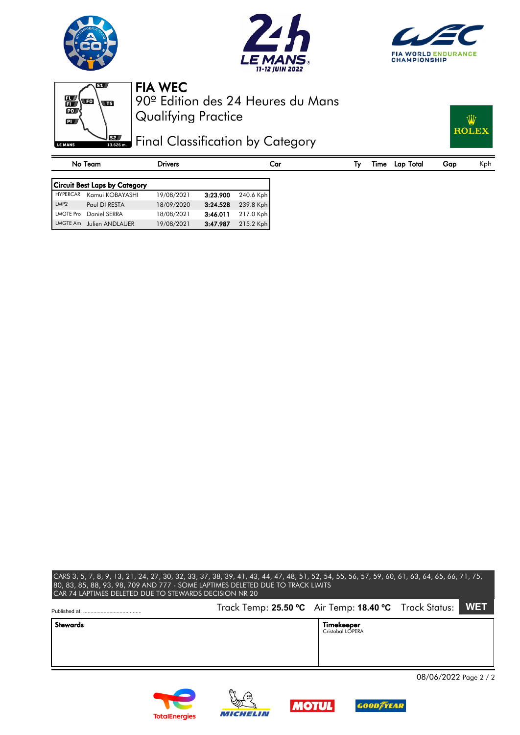# FIA WEC

90º Edition des 24 Heures du Mans

Qualifying Practice

Final Classification by Category

| No | Team | Drivers | Car | Ty | Time | Lap | Total | Gap | Kph |
|---|---|---|---|---|---|---|---|---|---|

**Circuit Best Laps by Category**

| | | | | |
|---|---|---|---|---|
| HYPERCAR | Kamui KOBAYASHI | 19/08/2021 | **3:23.900** | 240.6 Kph |
| LMP2 | Paul DI RESTA | 18/09/2020 | **3:24.528** | 239.8 Kph |
| LMGTE Pro | Daniel SERRA | 18/08/2021 | **3:46.011** | 217.0 Kph |
| LMGTE Am | Julien ANDLAUER | 19/08/2021 | **3:47.987** | 215.2 Kph |

CARS 3, 5, 7, 8, 9, 13, 21, 24, 27, 30, 32, 33, 37, 38, 39, 41, 43, 44, 47, 48, 51, 52, 54, 55, 56, 57, 59, 60, 61, 63, 64, 65, 66, 71, 75, 80, 83, 85, 88, 93, 98, 709 AND 777 - SOME LAPTIMES DELETED DUE TO TRACK LIMITS
CAR 74 LAPTIMES DELETED DUE TO STEWARDS DECISION NR 20

Published at: ........................................

Track Temp: **25.50 ºC** Air Temp: **18.40 ºC** Track Status: **WET**

**Stewards**

**Timekeeper**
Cristobal LOPERA

08/06/2022